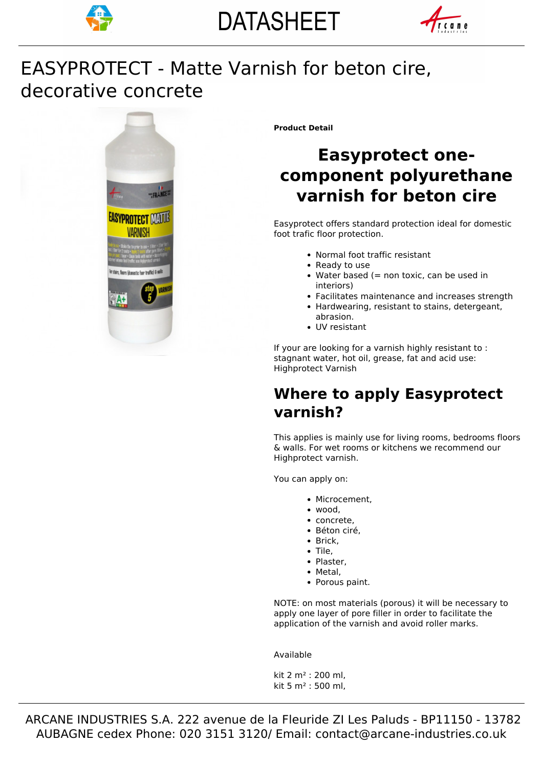DATASHEET

# EASYPROTECT - Matte Varnish for beton cire, decorative concrete

**Product Detail**

## Easyprotect one-component polyurethane varnish for beton cire

Easyprotect offers standard protection ideal for domestic foot trafic floor protection.

- Normal foot traffic resistant
- Ready to use
- Water based (= non toxic, can be used in interiors)
- Facilitates maintenance and increases strength
- Hardwearing, resistant to stains, detergeant, abrasion.
- UV resistant

If your are looking for a varnish highly resistant to : stagnant water, hot oil, grease, fat and acid use: Highprotect Varnish

## Where to apply Easyprotect varnish?

This applies is mainly use for living rooms, bedrooms floors & walls. For wet rooms or kitchens we recommend our Highprotect varnish.

You can apply on:

- Microcement,
- wood,
- concrete,
- Béton ciré,
- Brick,
- Tile,
- Plaster,
- Metal,
- Porous paint.

NOTE: on most materials (porous) it will be necessary to apply one layer of pore filler in order to facilitate the application of the varnish and avoid roller marks.

Available

kit 2 m² : 200 ml,
kit 5 m² : 500 ml,

ARCANE INDUSTRIES S.A. 222 avenue de la Fleuride ZI Les Paluds - BP11150 - 13782 AUBAGNE cedex Phone: 020 3151 3120/ Email: contact@arcane-industries.co.uk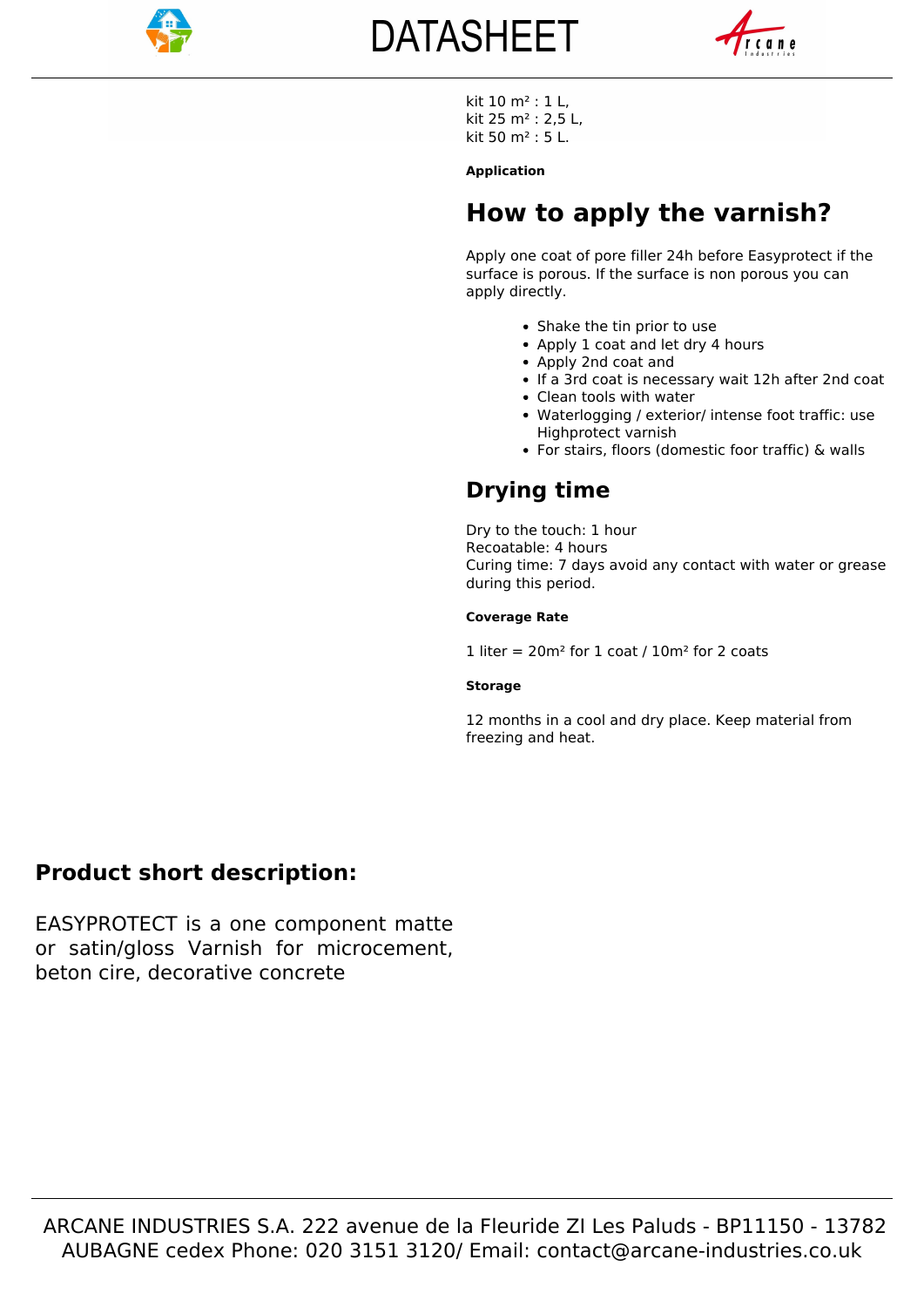kit 10 m² : 1 L,
kit 25 m² : 2,5 L,
kit 50 m² : 5 L.

**Application**

## How to apply the varnish?

Apply one coat of pore filler 24h before Easyprotect if the surface is porous. If the surface is non porous you can apply directly.

- Shake the tin prior to use
- Apply 1 coat and let dry 4 hours
- Apply 2nd coat and
- If a 3rd coat is necessary wait 12h after 2nd coat
- Clean tools with water
- Waterlogging / exterior/ intense foot traffic: use Highprotect varnish
- For stairs, floors (domestic foor traffic) & walls

### Drying time

Dry to the touch: 1 hour
Recoatable: 4 hours
Curing time: 7 days avoid any contact with water or grease during this period.

**Coverage Rate**

1 liter = 20m² for 1 coat / 10m² for 2 coats

**Storage**

12 months in a cool and dry place. Keep material from freezing and heat.

### Product short description:

EASYPROTECT is a one component matte or satin/gloss Varnish for microcement, beton cire, decorative concrete